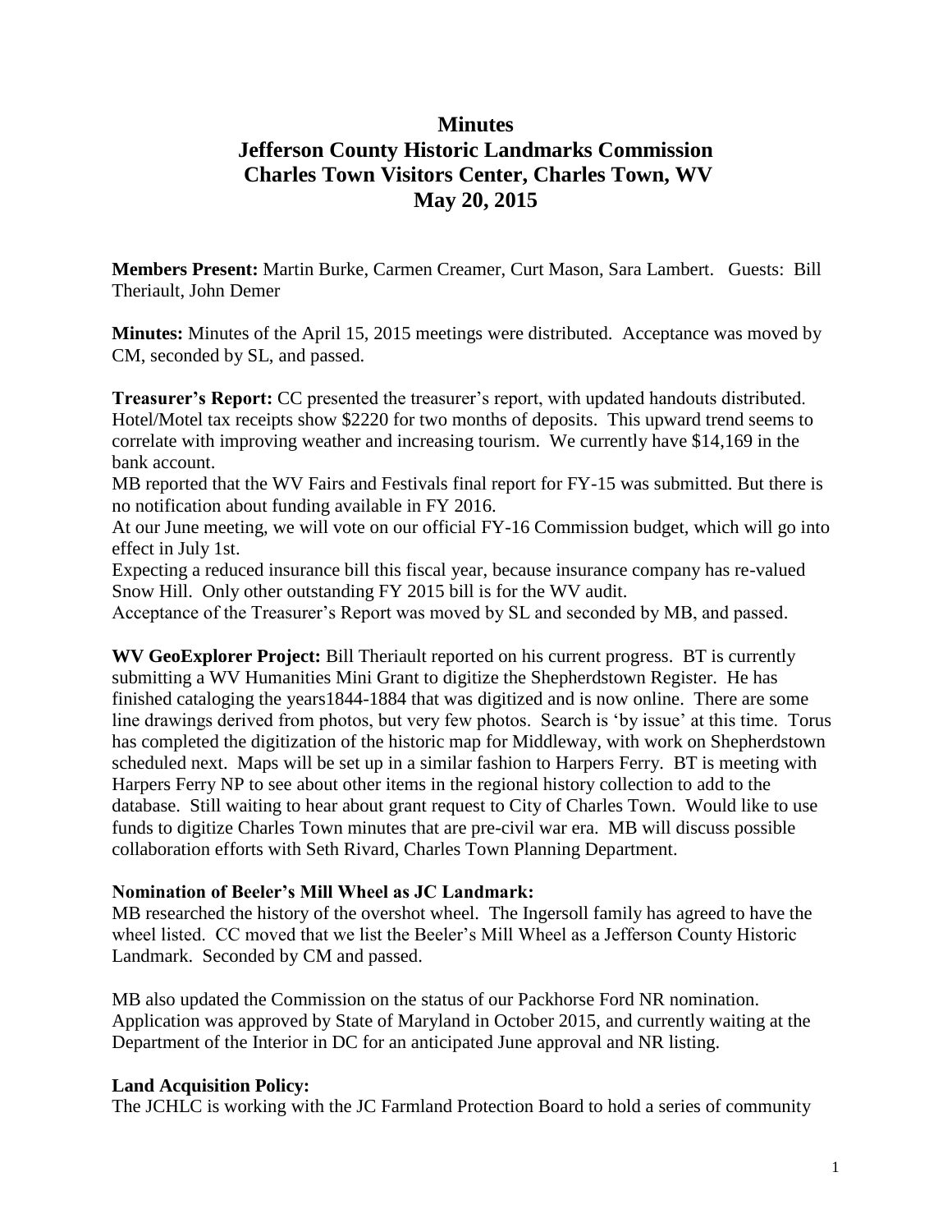# Minutes
# Jefferson County Historic Landmarks Commission
# Charles Town Visitors Center, Charles Town, WV
# May 20, 2015

**Members Present:** Martin Burke, Carmen Creamer, Curt Mason, Sara Lambert. Guests: Bill Theriault, John Demer

**Minutes:** Minutes of the April 15, 2015 meetings were distributed. Acceptance was moved by CM, seconded by SL, and passed.

**Treasurer's Report:** CC presented the treasurer's report, with updated handouts distributed. Hotel/Motel tax receipts show $2220 for two months of deposits. This upward trend seems to correlate with improving weather and increasing tourism. We currently have $14,169 in the bank account.
MB reported that the WV Fairs and Festivals final report for FY-15 was submitted. But there is no notification about funding available in FY 2016.
At our June meeting, we will vote on our official FY-16 Commission budget, which will go into effect in July 1st.
Expecting a reduced insurance bill this fiscal year, because insurance company has re-valued Snow Hill. Only other outstanding FY 2015 bill is for the WV audit.
Acceptance of the Treasurer's Report was moved by SL and seconded by MB, and passed.

**WV GeoExplorer Project:** Bill Theriault reported on his current progress. BT is currently submitting a WV Humanities Mini Grant to digitize the Shepherdstown Register. He has finished cataloging the years1844-1884 that was digitized and is now online. There are some line drawings derived from photos, but very few photos. Search is 'by issue' at this time. Torus has completed the digitization of the historic map for Middleway, with work on Shepherdstown scheduled next. Maps will be set up in a similar fashion to Harpers Ferry. BT is meeting with Harpers Ferry NP to see about other items in the regional history collection to add to the database. Still waiting to hear about grant request to City of Charles Town. Would like to use funds to digitize Charles Town minutes that are pre-civil war era. MB will discuss possible collaboration efforts with Seth Rivard, Charles Town Planning Department.

**Nomination of Beeler's Mill Wheel as JC Landmark:**
MB researched the history of the overshot wheel. The Ingersoll family has agreed to have the wheel listed. CC moved that we list the Beeler's Mill Wheel as a Jefferson County Historic Landmark. Seconded by CM and passed.

MB also updated the Commission on the status of our Packhorse Ford NR nomination. Application was approved by State of Maryland in October 2015, and currently waiting at the Department of the Interior in DC for an anticipated June approval and NR listing.

**Land Acquisition Policy:**
The JCHLC is working with the JC Farmland Protection Board to hold a series of community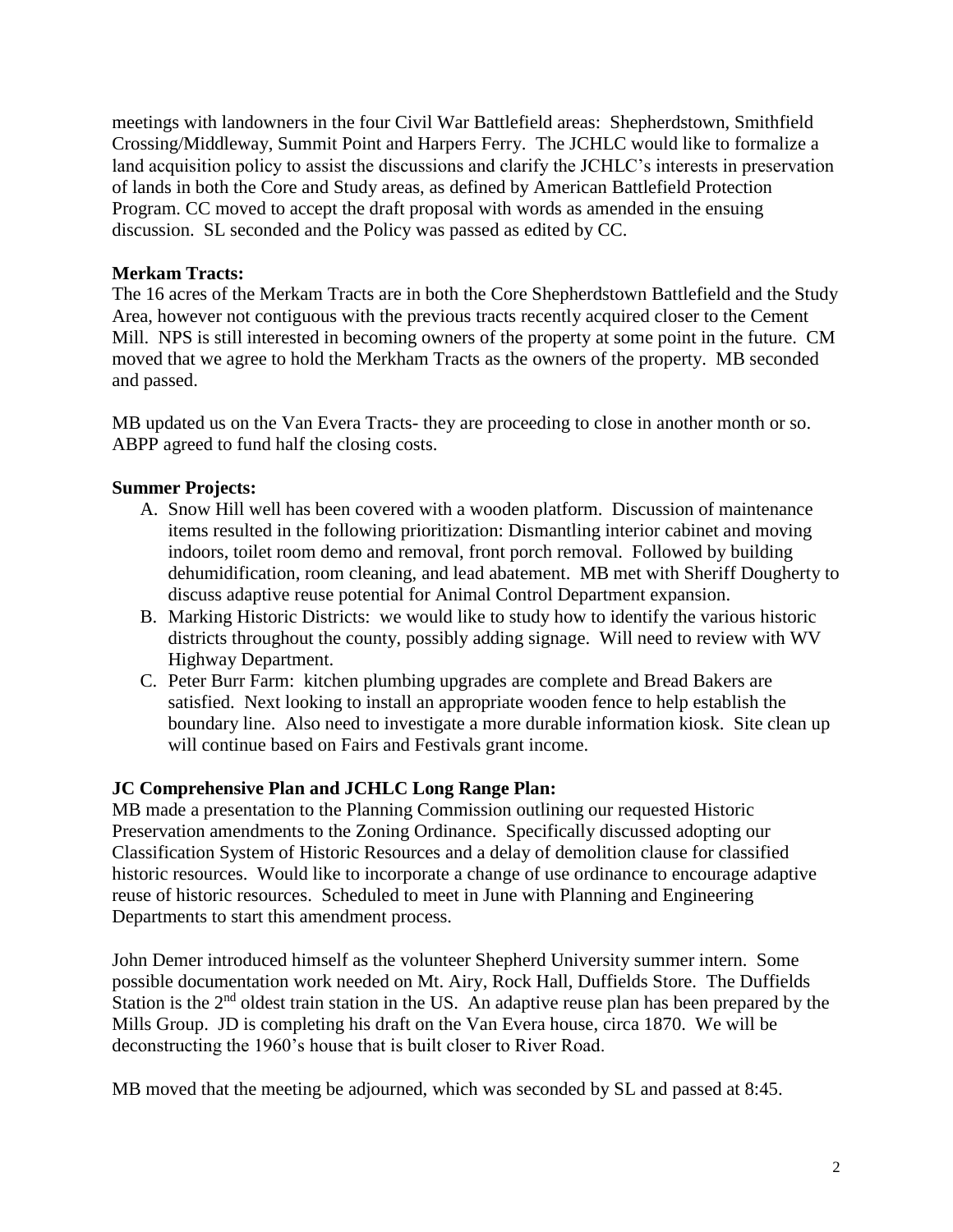meetings with landowners in the four Civil War Battlefield areas: Shepherdstown, Smithfield Crossing/Middleway, Summit Point and Harpers Ferry. The JCHLC would like to formalize a land acquisition policy to assist the discussions and clarify the JCHLC's interests in preservation of lands in both the Core and Study areas, as defined by American Battlefield Protection Program. CC moved to accept the draft proposal with words as amended in the ensuing discussion. SL seconded and the Policy was passed as edited by CC.

**Merkam Tracts:**
The 16 acres of the Merkam Tracts are in both the Core Shepherdstown Battlefield and the Study Area, however not contiguous with the previous tracts recently acquired closer to the Cement Mill. NPS is still interested in becoming owners of the property at some point in the future. CM moved that we agree to hold the Merkham Tracts as the owners of the property. MB seconded and passed.

MB updated us on the Van Evera Tracts- they are proceeding to close in another month or so. ABPP agreed to fund half the closing costs.

**Summer Projects:**

A. Snow Hill well has been covered with a wooden platform. Discussion of maintenance items resulted in the following prioritization: Dismantling interior cabinet and moving indoors, toilet room demo and removal, front porch removal. Followed by building dehumidification, room cleaning, and lead abatement. MB met with Sheriff Dougherty to discuss adaptive reuse potential for Animal Control Department expansion.
B. Marking Historic Districts: we would like to study how to identify the various historic districts throughout the county, possibly adding signage. Will need to review with WV Highway Department.
C. Peter Burr Farm: kitchen plumbing upgrades are complete and Bread Bakers are satisfied. Next looking to install an appropriate wooden fence to help establish the boundary line. Also need to investigate a more durable information kiosk. Site clean up will continue based on Fairs and Festivals grant income.

**JC Comprehensive Plan and JCHLC Long Range Plan:**
MB made a presentation to the Planning Commission outlining our requested Historic Preservation amendments to the Zoning Ordinance. Specifically discussed adopting our Classification System of Historic Resources and a delay of demolition clause for classified historic resources. Would like to incorporate a change of use ordinance to encourage adaptive reuse of historic resources. Scheduled to meet in June with Planning and Engineering Departments to start this amendment process.

John Demer introduced himself as the volunteer Shepherd University summer intern. Some possible documentation work needed on Mt. Airy, Rock Hall, Duffields Store. The Duffields Station is the 2nd oldest train station in the US. An adaptive reuse plan has been prepared by the Mills Group. JD is completing his draft on the Van Evera house, circa 1870. We will be deconstructing the 1960's house that is built closer to River Road.

MB moved that the meeting be adjourned, which was seconded by SL and passed at 8:45.